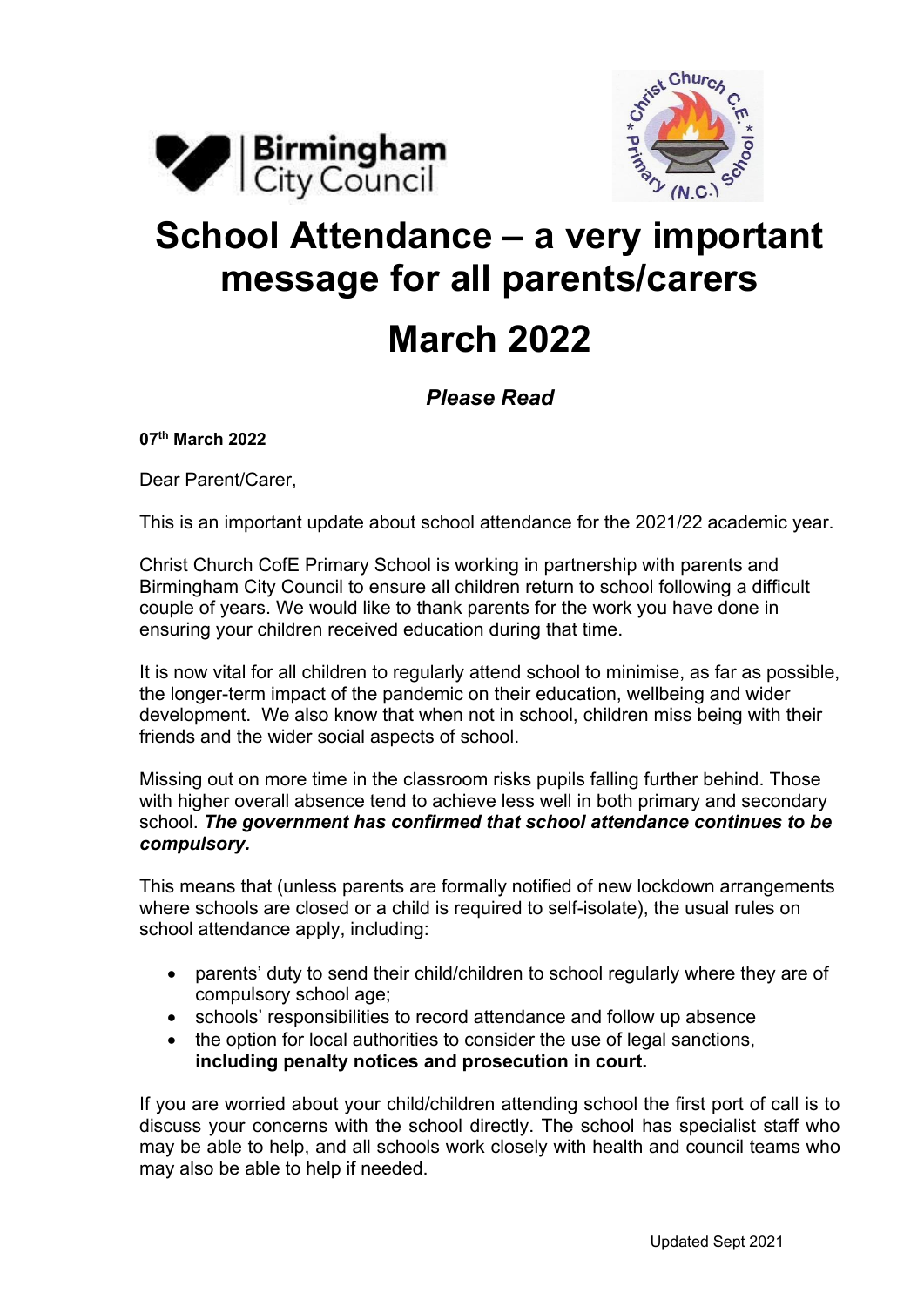# School Attendance – a very important message for all parents/carers

# March 2022

***Please Read***

**07th March 2022**

Dear Parent/Carer,

This is an important update about school attendance for the 2021/22 academic year.

Christ Church CofE Primary School is working in partnership with parents and Birmingham City Council to ensure all children return to school following a difficult couple of years. We would like to thank parents for the work you have done in ensuring your children received education during that time.

It is now vital for all children to regularly attend school to minimise, as far as possible, the longer-term impact of the pandemic on their education, wellbeing and wider development. We also know that when not in school, children miss being with their friends and the wider social aspects of school.

Missing out on more time in the classroom risks pupils falling further behind. Those with higher overall absence tend to achieve less well in both primary and secondary school. ***The government has confirmed that school attendance continues to be compulsory.***

This means that (unless parents are formally notified of new lockdown arrangements where schools are closed or a child is required to self-isolate), the usual rules on school attendance apply, including:

- parents' duty to send their child/children to school regularly where they are of compulsory school age;
- schools' responsibilities to record attendance and follow up absence
- the option for local authorities to consider the use of legal sanctions, **including penalty notices and prosecution in court.**

If you are worried about your child/children attending school the first port of call is to discuss your concerns with the school directly. The school has specialist staff who may be able to help, and all schools work closely with health and council teams who may also be able to help if needed.

Updated Sept 2021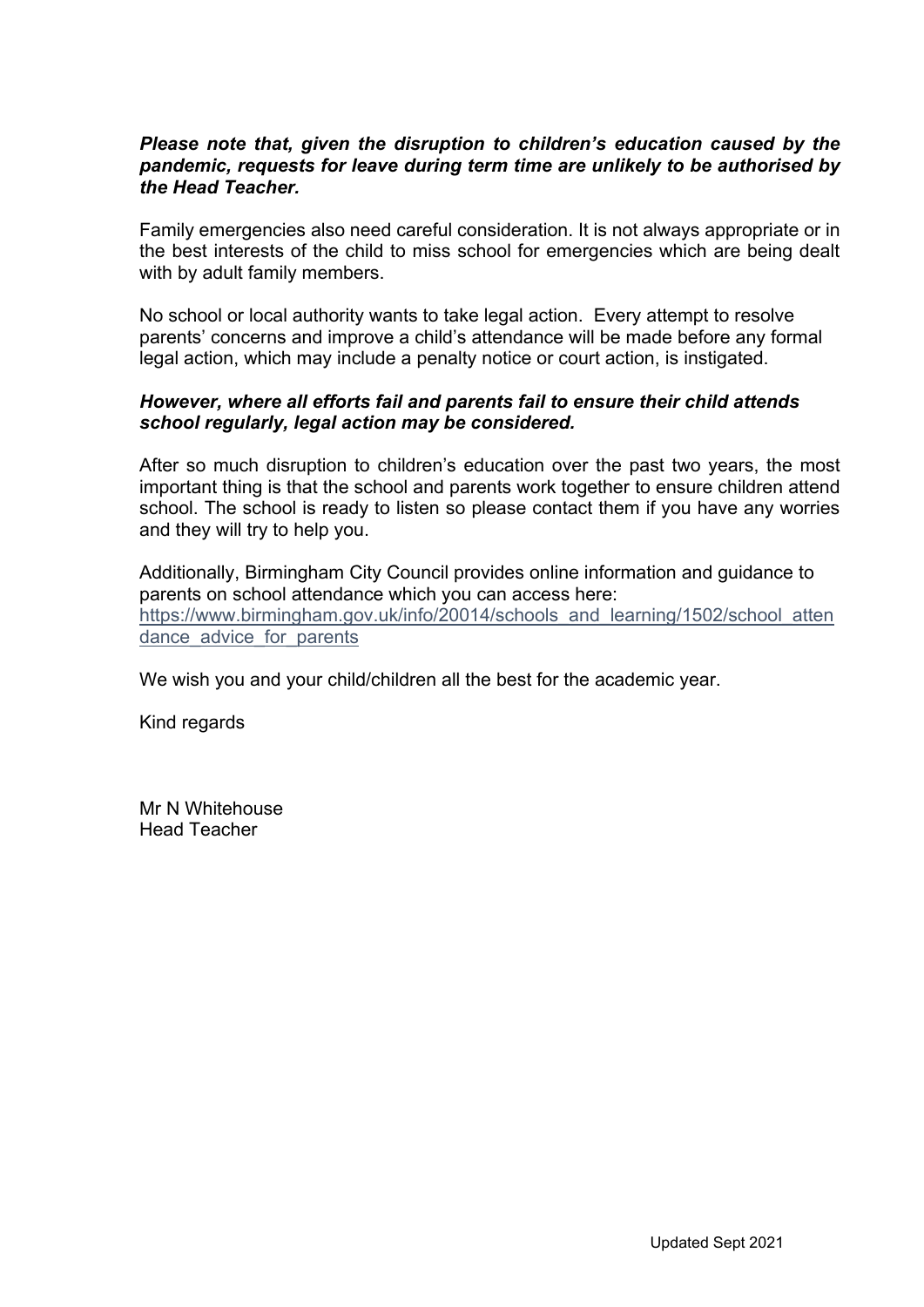***Please note that, given the disruption to children's education caused by the pandemic, requests for leave during term time are unlikely to be authorised by the Head Teacher.***

Family emergencies also need careful consideration. It is not always appropriate or in the best interests of the child to miss school for emergencies which are being dealt with by adult family members.

No school or local authority wants to take legal action. Every attempt to resolve parents' concerns and improve a child's attendance will be made before any formal legal action, which may include a penalty notice or court action, is instigated.

***However, where all efforts fail and parents fail to ensure their child attends school regularly, legal action may be considered.***

After so much disruption to children's education over the past two years, the most important thing is that the school and parents work together to ensure children attend school. The school is ready to listen so please contact them if you have any worries and they will try to help you.

Additionally, Birmingham City Council provides online information and guidance to parents on school attendance which you can access here:
[https://www.birmingham.gov.uk/info/20014/schools_and_learning/1502/school_attendance_advice_for_parents](https://www.birmingham.gov.uk/info/20014/schools_and_learning/1502/school_attendance_advice_for_parents)

We wish you and your child/children all the best for the academic year.

Kind regards

Mr N Whitehouse
Head Teacher

Updated Sept 2021